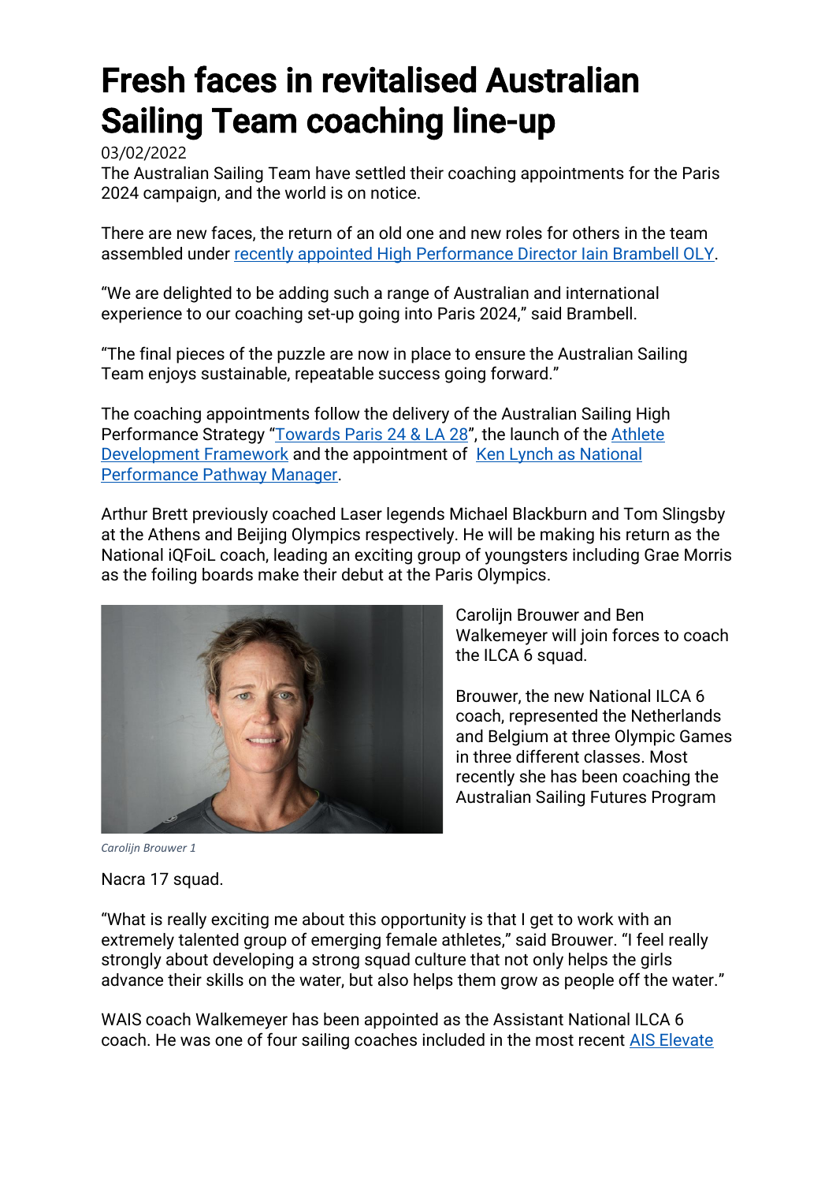# Fresh faces in revitalised Australian Sailing Team coaching line-up

03/02/2022

The Australian Sailing Team have settled their coaching appointments for the Paris 2024 campaign, and the world is on notice.

There are new faces, the return of an old one and new roles for others in the team assembled under recently appointed High Performance Director Iain Brambell OLY.

"We are delighted to be adding such a range of Australian and international experience to our coaching set-up going into Paris 2024," said Brambell.

"The final pieces of the puzzle are now in place to ensure the Australian Sailing Team enjoys sustainable, repeatable success going forward."

The coaching appointments follow the delivery of the Australian Sailing High Performance Strategy "Towards Paris 24 & LA 28", the launch of the Athlete Development Framework and the appointment of Ken Lynch as National Performance Pathway Manager.

Arthur Brett previously coached Laser legends Michael Blackburn and Tom Slingsby at the Athens and Beijing Olympics respectively. He will be making his return as the National iQFoiL coach, leading an exciting group of youngsters including Grae Morris as the foiling boards make their debut at the Paris Olympics.

Carolijn Brouwer and Ben Walkemeyer will join forces to coach the ILCA 6 squad.

Brouwer, the new National ILCA 6 coach, represented the Netherlands and Belgium at three Olympic Games in three different classes. Most recently she has been coaching the Australian Sailing Futures Program

*Carolijn Brouwer 1*

Nacra 17 squad.

"What is really exciting me about this opportunity is that I get to work with an extremely talented group of emerging female athletes," said Brouwer. "I feel really strongly about developing a strong squad culture that not only helps the girls advance their skills on the water, but also helps them grow as people off the water."

WAIS coach Walkemeyer has been appointed as the Assistant National ILCA 6 coach. He was one of four sailing coaches included in the most recent AIS Elevate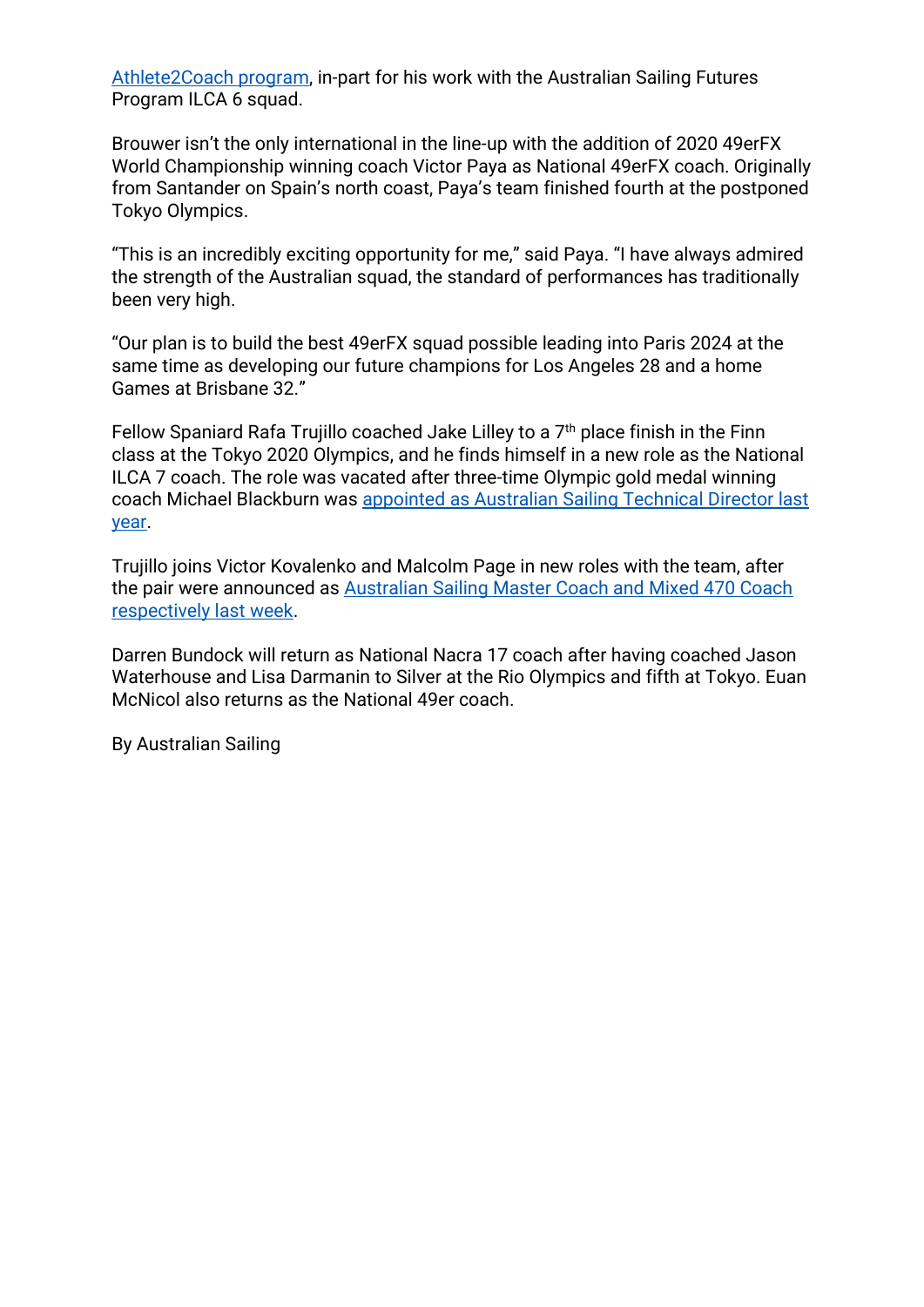Athlete2Coach program, in-part for his work with the Australian Sailing Futures Program ILCA 6 squad.

Brouwer isn't the only international in the line-up with the addition of 2020 49erFX World Championship winning coach Victor Paya as National 49erFX coach. Originally from Santander on Spain's north coast, Paya's team finished fourth at the postponed Tokyo Olympics.

"This is an incredibly exciting opportunity for me," said Paya. "I have always admired the strength of the Australian squad, the standard of performances has traditionally been very high.

"Our plan is to build the best 49erFX squad possible leading into Paris 2024 at the same time as developing our future champions for Los Angeles 28 and a home Games at Brisbane 32."

Fellow Spaniard Rafa Trujillo coached Jake Lilley to a 7th place finish in the Finn class at the Tokyo 2020 Olympics, and he finds himself in a new role as the National ILCA 7 coach. The role was vacated after three-time Olympic gold medal winning coach Michael Blackburn was appointed as Australian Sailing Technical Director last year.

Trujillo joins Victor Kovalenko and Malcolm Page in new roles with the team, after the pair were announced as Australian Sailing Master Coach and Mixed 470 Coach respectively last week.

Darren Bundock will return as National Nacra 17 coach after having coached Jason Waterhouse and Lisa Darmanin to Silver at the Rio Olympics and fifth at Tokyo. Euan McNicol also returns as the National 49er coach.

By Australian Sailing